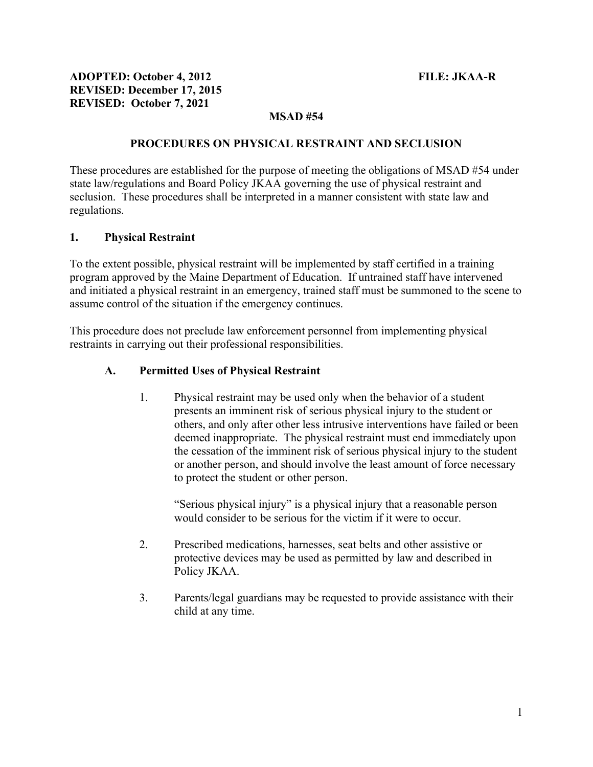**ADOPTED: October 4, 2012** **FILE: JKAA-R**
**REVISED: December 17, 2015**
**REVISED: October 7, 2021**

**MSAD #54**

## PROCEDURES ON PHYSICAL RESTRAINT AND SECLUSION

These procedures are established for the purpose of meeting the obligations of MSAD #54 under state law/regulations and Board Policy JKAA governing the use of physical restraint and seclusion. These procedures shall be interpreted in a manner consistent with state law and regulations.

### 1. Physical Restraint

To the extent possible, physical restraint will be implemented by staff certified in a training program approved by the Maine Department of Education. If untrained staff have intervened and initiated a physical restraint in an emergency, trained staff must be summoned to the scene to assume control of the situation if the emergency continues.

This procedure does not preclude law enforcement personnel from implementing physical restraints in carrying out their professional responsibilities.

#### A. Permitted Uses of Physical Restraint

1. Physical restraint may be used only when the behavior of a student presents an imminent risk of serious physical injury to the student or others, and only after other less intrusive interventions have failed or been deemed inappropriate. The physical restraint must end immediately upon the cessation of the imminent risk of serious physical injury to the student or another person, and should involve the least amount of force necessary to protect the student or other person.

   "Serious physical injury" is a physical injury that a reasonable person would consider to be serious for the victim if it were to occur.

2. Prescribed medications, harnesses, seat belts and other assistive or protective devices may be used as permitted by law and described in Policy JKAA.

3. Parents/legal guardians may be requested to provide assistance with their child at any time.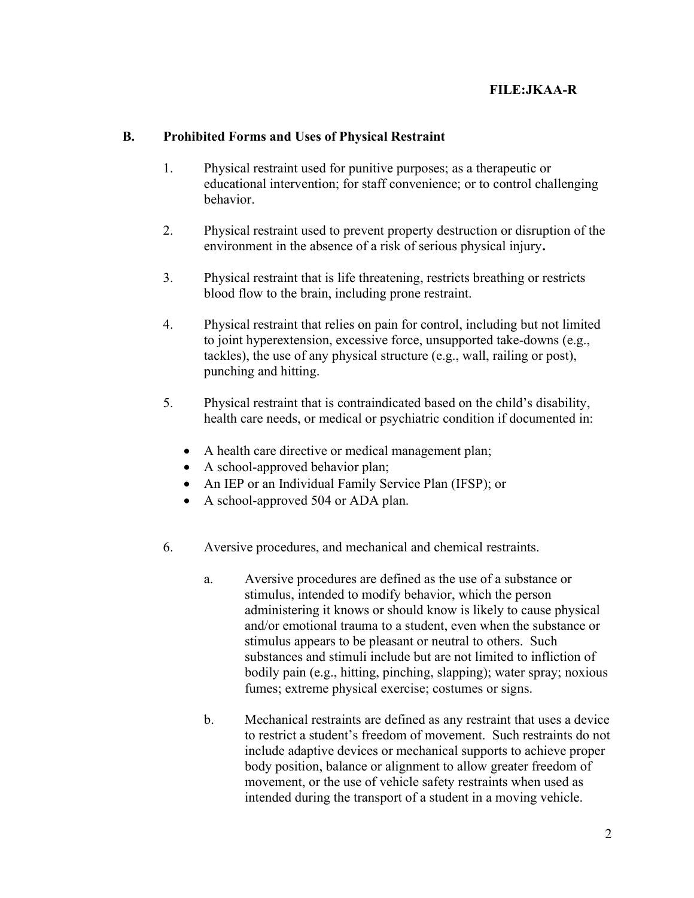## B. Prohibited Forms and Uses of Physical Restraint

1. Physical restraint used for punitive purposes; as a therapeutic or educational intervention; for staff convenience; or to control challenging behavior.

2. Physical restraint used to prevent property destruction or disruption of the environment in the absence of a risk of serious physical injury**.**

3. Physical restraint that is life threatening, restricts breathing or restricts blood flow to the brain, including prone restraint.

4. Physical restraint that relies on pain for control, including but not limited to joint hyperextension, excessive force, unsupported take-downs (e.g., tackles), the use of any physical structure (e.g., wall, railing or post), punching and hitting.

5. Physical restraint that is contraindicated based on the child's disability, health care needs, or medical or psychiatric condition if documented in:

   - A health care directive or medical management plan;
   - A school-approved behavior plan;
   - An IEP or an Individual Family Service Plan (IFSP); or
   - A school-approved 504 or ADA plan.

6. Aversive procedures, and mechanical and chemical restraints.

   a. Aversive procedures are defined as the use of a substance or stimulus, intended to modify behavior, which the person administering it knows or should know is likely to cause physical and/or emotional trauma to a student, even when the substance or stimulus appears to be pleasant or neutral to others. Such substances and stimuli include but are not limited to infliction of bodily pain (e.g., hitting, pinching, slapping); water spray; noxious fumes; extreme physical exercise; costumes or signs.

   b. Mechanical restraints are defined as any restraint that uses a device to restrict a student's freedom of movement. Such restraints do not include adaptive devices or mechanical supports to achieve proper body position, balance or alignment to allow greater freedom of movement, or the use of vehicle safety restraints when used as intended during the transport of a student in a moving vehicle.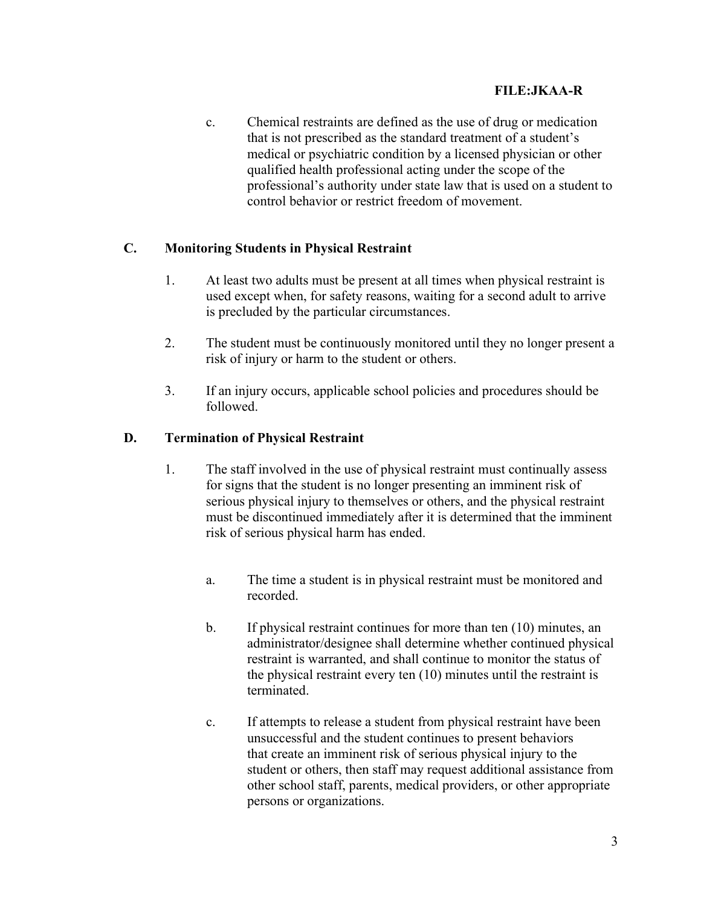c. Chemical restraints are defined as the use of drug or medication that is not prescribed as the standard treatment of a student's medical or psychiatric condition by a licensed physician or other qualified health professional acting under the scope of the professional's authority under state law that is used on a student to control behavior or restrict freedom of movement.

## C. Monitoring Students in Physical Restraint

1. At least two adults must be present at all times when physical restraint is used except when, for safety reasons, waiting for a second adult to arrive is precluded by the particular circumstances.

2. The student must be continuously monitored until they no longer present a risk of injury or harm to the student or others.

3. If an injury occurs, applicable school policies and procedures should be followed.

## D. Termination of Physical Restraint

1. The staff involved in the use of physical restraint must continually assess for signs that the student is no longer presenting an imminent risk of serious physical injury to themselves or others, and the physical restraint must be discontinued immediately after it is determined that the imminent risk of serious physical harm has ended.

   a. The time a student is in physical restraint must be monitored and recorded.

   b. If physical restraint continues for more than ten (10) minutes, an administrator/designee shall determine whether continued physical restraint is warranted, and shall continue to monitor the status of the physical restraint every ten (10) minutes until the restraint is terminated.

   c. If attempts to release a student from physical restraint have been unsuccessful and the student continues to present behaviors that create an imminent risk of serious physical injury to the student or others, then staff may request additional assistance from other school staff, parents, medical providers, or other appropriate persons or organizations.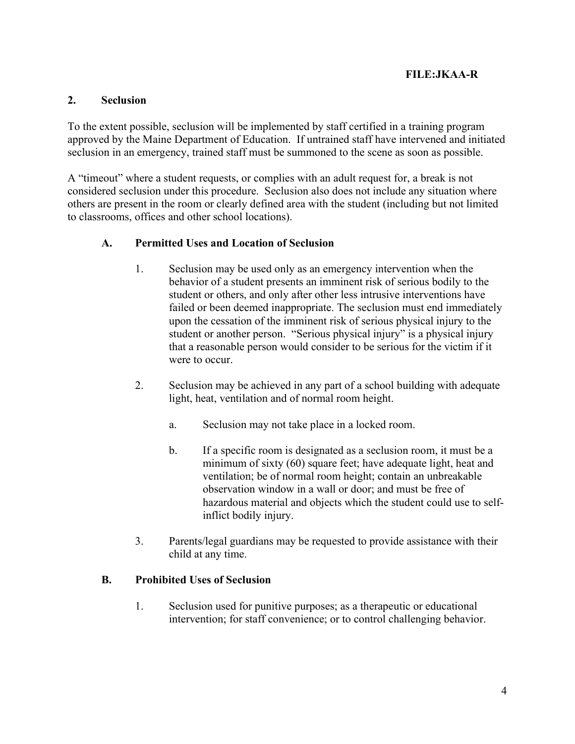FILE:JKAA-R

## 2. Seclusion

To the extent possible, seclusion will be implemented by staff certified in a training program approved by the Maine Department of Education. If untrained staff have intervened and initiated seclusion in an emergency, trained staff must be summoned to the scene as soon as possible.

A "timeout" where a student requests, or complies with an adult request for, a break is not considered seclusion under this procedure. Seclusion also does not include any situation where others are present in the room or clearly defined area with the student (including but not limited to classrooms, offices and other school locations).

### A. Permitted Uses and Location of Seclusion

1. Seclusion may be used only as an emergency intervention when the behavior of a student presents an imminent risk of serious bodily to the student or others, and only after other less intrusive interventions have failed or been deemed inappropriate. The seclusion must end immediately upon the cessation of the imminent risk of serious physical injury to the student or another person. "Serious physical injury" is a physical injury that a reasonable person would consider to be serious for the victim if it were to occur.

2. Seclusion may be achieved in any part of a school building with adequate light, heat, ventilation and of normal room height.

    a. Seclusion may not take place in a locked room.

    b. If a specific room is designated as a seclusion room, it must be a minimum of sixty (60) square feet; have adequate light, heat and ventilation; be of normal room height; contain an unbreakable observation window in a wall or door; and must be free of hazardous material and objects which the student could use to self-inflict bodily injury.

3. Parents/legal guardians may be requested to provide assistance with their child at any time.

### B. Prohibited Uses of Seclusion

1. Seclusion used for punitive purposes; as a therapeutic or educational intervention; for staff convenience; or to control challenging behavior.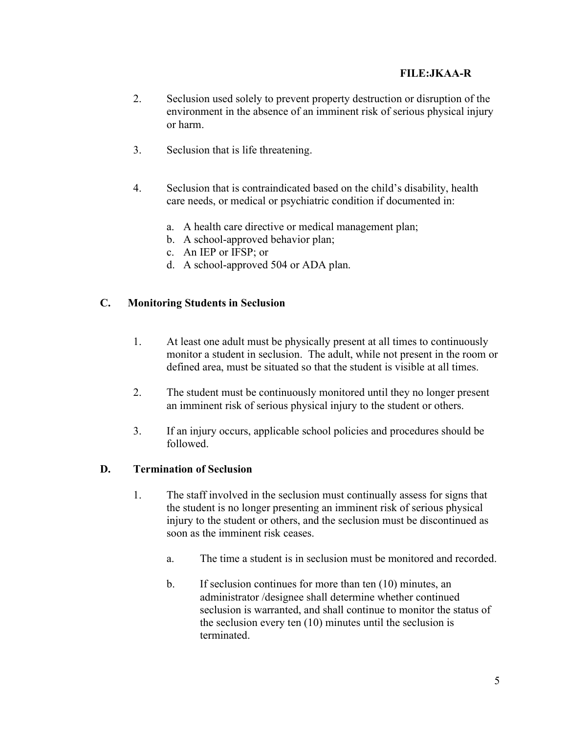2. Seclusion used solely to prevent property destruction or disruption of the environment in the absence of an imminent risk of serious physical injury or harm.

3. Seclusion that is life threatening.

4. Seclusion that is contraindicated based on the child's disability, health care needs, or medical or psychiatric condition if documented in:

   a. A health care directive or medical management plan;
   b. A school-approved behavior plan;
   c. An IEP or IFSP; or
   d. A school-approved 504 or ADA plan.

## C. Monitoring Students in Seclusion

1. At least one adult must be physically present at all times to continuously monitor a student in seclusion. The adult, while not present in the room or defined area, must be situated so that the student is visible at all times.

2. The student must be continuously monitored until they no longer present an imminent risk of serious physical injury to the student or others.

3. If an injury occurs, applicable school policies and procedures should be followed.

## D. Termination of Seclusion

1. The staff involved in the seclusion must continually assess for signs that the student is no longer presenting an imminent risk of serious physical injury to the student or others, and the seclusion must be discontinued as soon as the imminent risk ceases.

   a. The time a student is in seclusion must be monitored and recorded.

   b. If seclusion continues for more than ten (10) minutes, an administrator /designee shall determine whether continued seclusion is warranted, and shall continue to monitor the status of the seclusion every ten (10) minutes until the seclusion is terminated.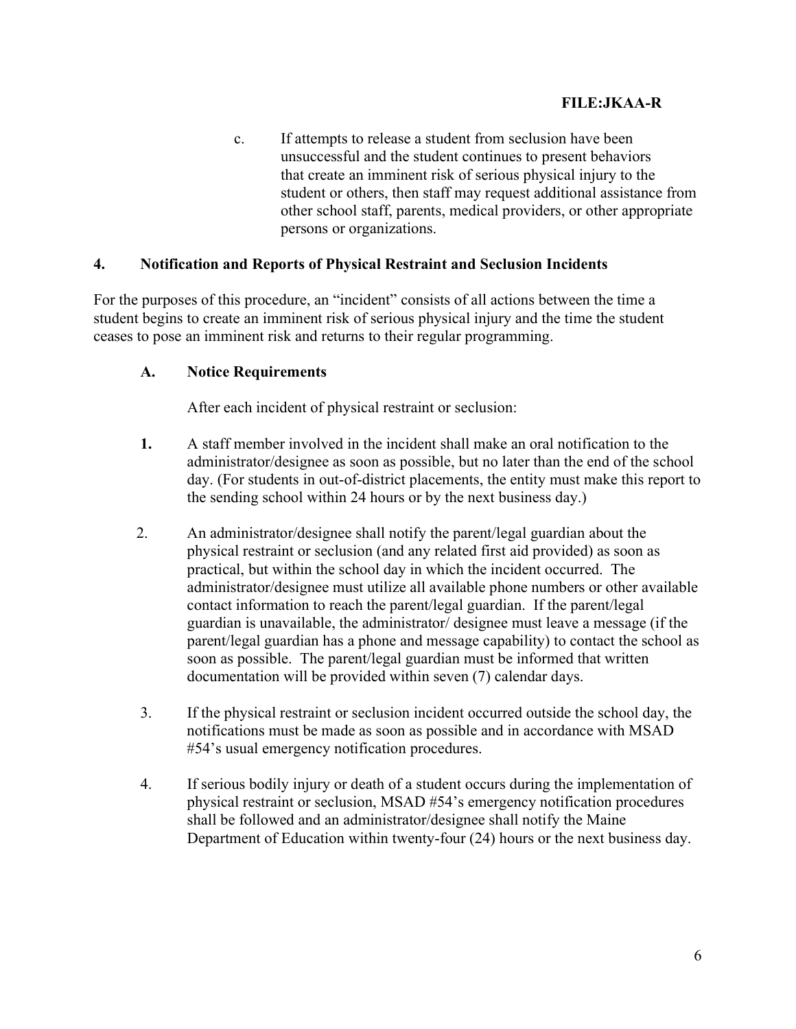c. If attempts to release a student from seclusion have been unsuccessful and the student continues to present behaviors that create an imminent risk of serious physical injury to the student or others, then staff may request additional assistance from other school staff, parents, medical providers, or other appropriate persons or organizations.

## 4. Notification and Reports of Physical Restraint and Seclusion Incidents

For the purposes of this procedure, an "incident" consists of all actions between the time a student begins to create an imminent risk of serious physical injury and the time the student ceases to pose an imminent risk and returns to their regular programming.

### A. Notice Requirements

After each incident of physical restraint or seclusion:

1. A staff member involved in the incident shall make an oral notification to the administrator/designee as soon as possible, but no later than the end of the school day. (For students in out-of-district placements, the entity must make this report to the sending school within 24 hours or by the next business day.)

2. An administrator/designee shall notify the parent/legal guardian about the physical restraint or seclusion (and any related first aid provided) as soon as practical, but within the school day in which the incident occurred. The administrator/designee must utilize all available phone numbers or other available contact information to reach the parent/legal guardian. If the parent/legal guardian is unavailable, the administrator/ designee must leave a message (if the parent/legal guardian has a phone and message capability) to contact the school as soon as possible. The parent/legal guardian must be informed that written documentation will be provided within seven (7) calendar days.

3. If the physical restraint or seclusion incident occurred outside the school day, the notifications must be made as soon as possible and in accordance with MSAD #54's usual emergency notification procedures.

4. If serious bodily injury or death of a student occurs during the implementation of physical restraint or seclusion, MSAD #54's emergency notification procedures shall be followed and an administrator/designee shall notify the Maine Department of Education within twenty-four (24) hours or the next business day.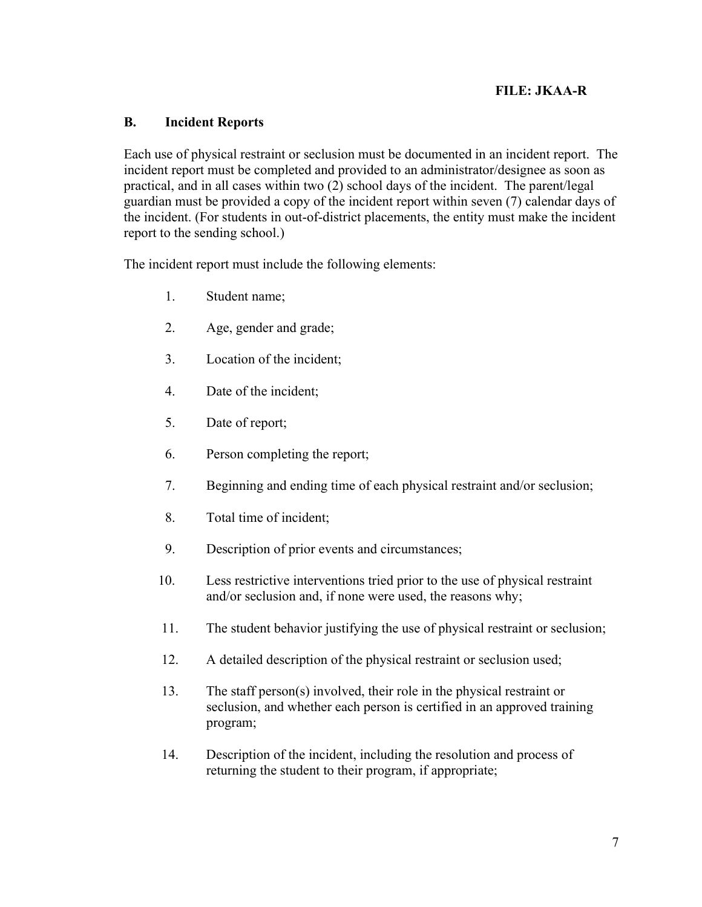FILE: JKAA-R

### B. Incident Reports

Each use of physical restraint or seclusion must be documented in an incident report. The incident report must be completed and provided to an administrator/designee as soon as practical, and in all cases within two (2) school days of the incident. The parent/legal guardian must be provided a copy of the incident report within seven (7) calendar days of the incident. (For students in out-of-district placements, the entity must make the incident report to the sending school.)

The incident report must include the following elements:

1. Student name;
2. Age, gender and grade;
3. Location of the incident;
4. Date of the incident;
5. Date of report;
6. Person completing the report;
7. Beginning and ending time of each physical restraint and/or seclusion;
8. Total time of incident;
9. Description of prior events and circumstances;
10. Less restrictive interventions tried prior to the use of physical restraint and/or seclusion and, if none were used, the reasons why;
11. The student behavior justifying the use of physical restraint or seclusion;
12. A detailed description of the physical restraint or seclusion used;
13. The staff person(s) involved, their role in the physical restraint or seclusion, and whether each person is certified in an approved training program;
14. Description of the incident, including the resolution and process of returning the student to their program, if appropriate;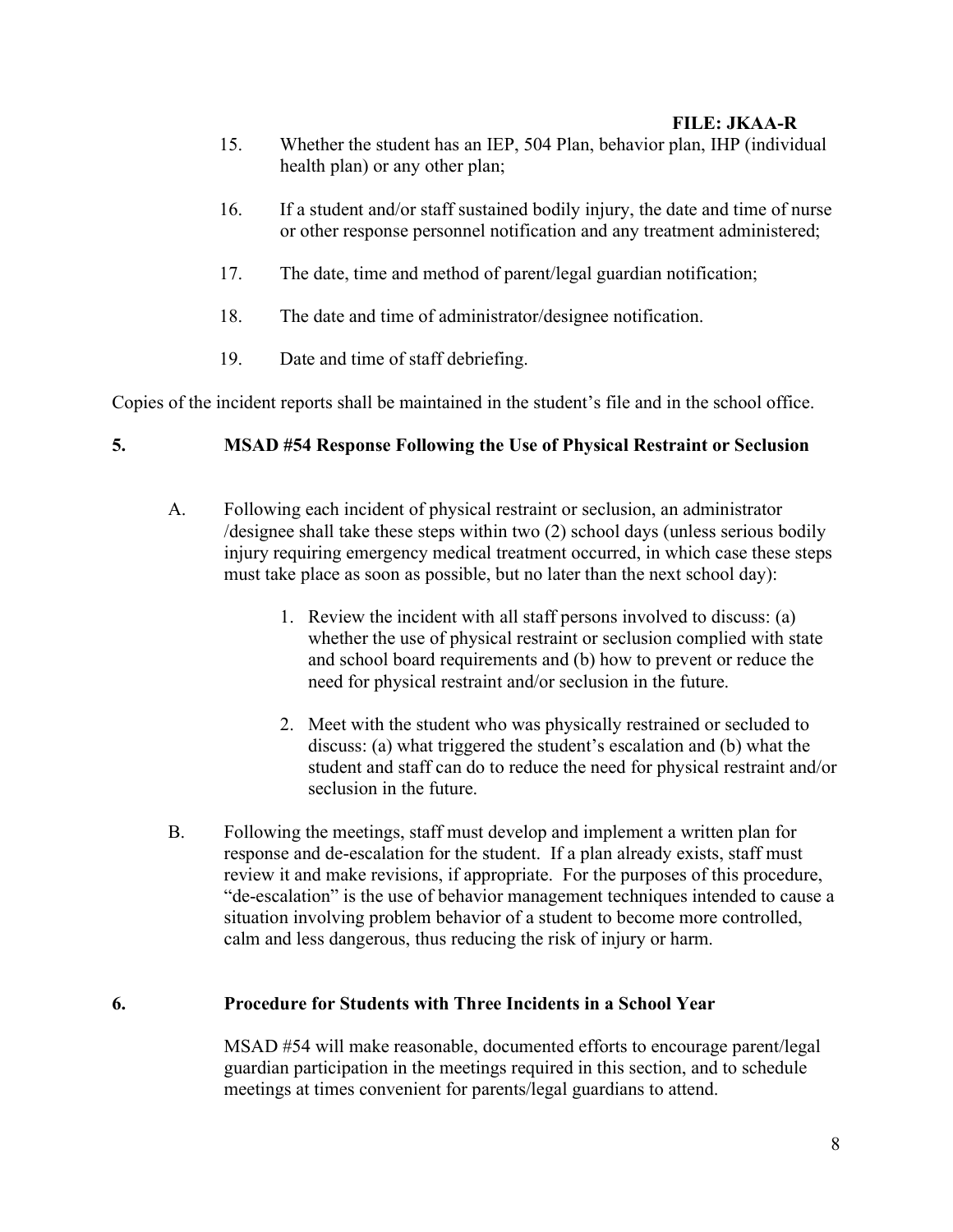15. Whether the student has an IEP, 504 Plan, behavior plan, IHP (individual health plan) or any other plan;

16. If a student and/or staff sustained bodily injury, the date and time of nurse or other response personnel notification and any treatment administered;

17. The date, time and method of parent/legal guardian notification;

18. The date and time of administrator/designee notification.

19. Date and time of staff debriefing.

Copies of the incident reports shall be maintained in the student's file and in the school office.

## 5. MSAD #54 Response Following the Use of Physical Restraint or Seclusion

A. Following each incident of physical restraint or seclusion, an administrator /designee shall take these steps within two (2) school days (unless serious bodily injury requiring emergency medical treatment occurred, in which case these steps must take place as soon as possible, but no later than the next school day):

   1. Review the incident with all staff persons involved to discuss: (a) whether the use of physical restraint or seclusion complied with state and school board requirements and (b) how to prevent or reduce the need for physical restraint and/or seclusion in the future.

   2. Meet with the student who was physically restrained or secluded to discuss: (a) what triggered the student's escalation and (b) what the student and staff can do to reduce the need for physical restraint and/or seclusion in the future.

B. Following the meetings, staff must develop and implement a written plan for response and de-escalation for the student. If a plan already exists, staff must review it and make revisions, if appropriate. For the purposes of this procedure, "de-escalation" is the use of behavior management techniques intended to cause a situation involving problem behavior of a student to become more controlled, calm and less dangerous, thus reducing the risk of injury or harm.

## 6. Procedure for Students with Three Incidents in a School Year

MSAD #54 will make reasonable, documented efforts to encourage parent/legal guardian participation in the meetings required in this section, and to schedule meetings at times convenient for parents/legal guardians to attend.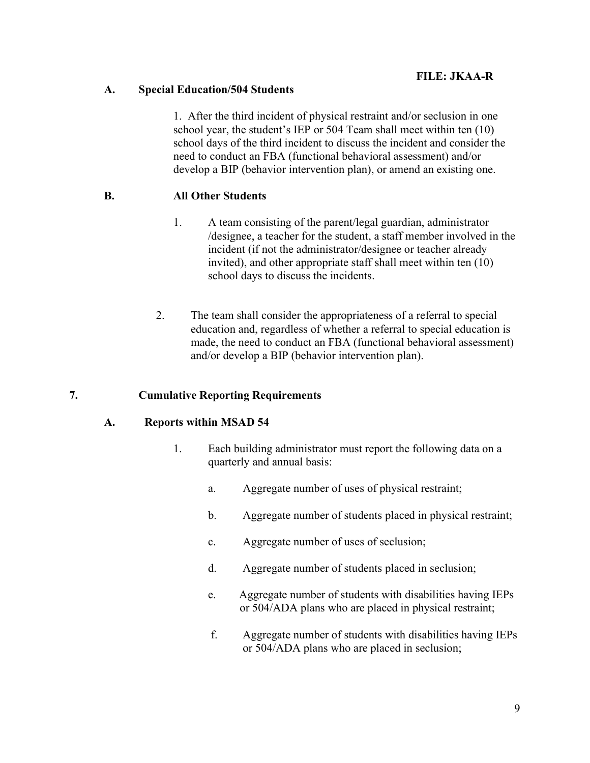**FILE: JKAA-R**

**A. Special Education/504 Students**

1. After the third incident of physical restraint and/or seclusion in one school year, the student's IEP or 504 Team shall meet within ten (10) school days of the third incident to discuss the incident and consider the need to conduct an FBA (functional behavioral assessment) and/or develop a BIP (behavior intervention plan), or amend an existing one.

**B. All Other Students**

1. A team consisting of the parent/legal guardian, administrator /designee, a teacher for the student, a staff member involved in the incident (if not the administrator/designee or teacher already invited), and other appropriate staff shall meet within ten (10) school days to discuss the incidents.

2. The team shall consider the appropriateness of a referral to special education and, regardless of whether a referral to special education is made, the need to conduct an FBA (functional behavioral assessment) and/or develop a BIP (behavior intervention plan).

**7. Cumulative Reporting Requirements**

**A. Reports within MSAD 54**

1. Each building administrator must report the following data on a quarterly and annual basis:

   a. Aggregate number of uses of physical restraint;

   b. Aggregate number of students placed in physical restraint;

   c. Aggregate number of uses of seclusion;

   d. Aggregate number of students placed in seclusion;

   e. Aggregate number of students with disabilities having IEPs or 504/ADA plans who are placed in physical restraint;

   f. Aggregate number of students with disabilities having IEPs or 504/ADA plans who are placed in seclusion;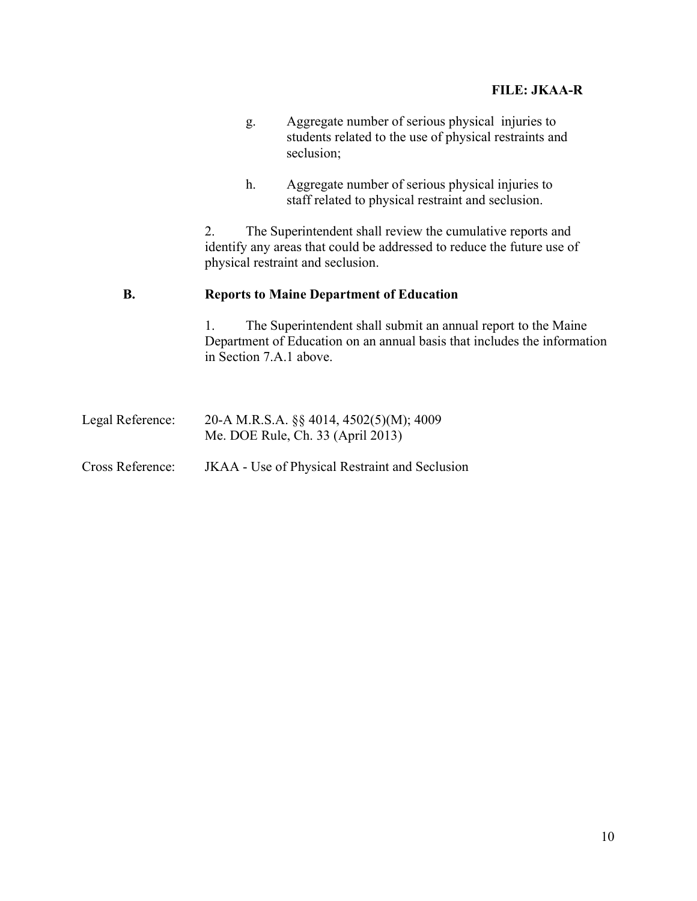g. Aggregate number of serious physical injuries to students related to the use of physical restraints and seclusion;

h. Aggregate number of serious physical injuries to staff related to physical restraint and seclusion.

2. The Superintendent shall review the cumulative reports and identify any areas that could be addressed to reduce the future use of physical restraint and seclusion.

**B. Reports to Maine Department of Education**

1. The Superintendent shall submit an annual report to the Maine Department of Education on an annual basis that includes the information in Section 7.A.1 above.

Legal Reference: 20-A M.R.S.A. §§ 4014, 4502(5)(M); 4009
Me. DOE Rule, Ch. 33 (April 2013)

Cross Reference: JKAA - Use of Physical Restraint and Seclusion